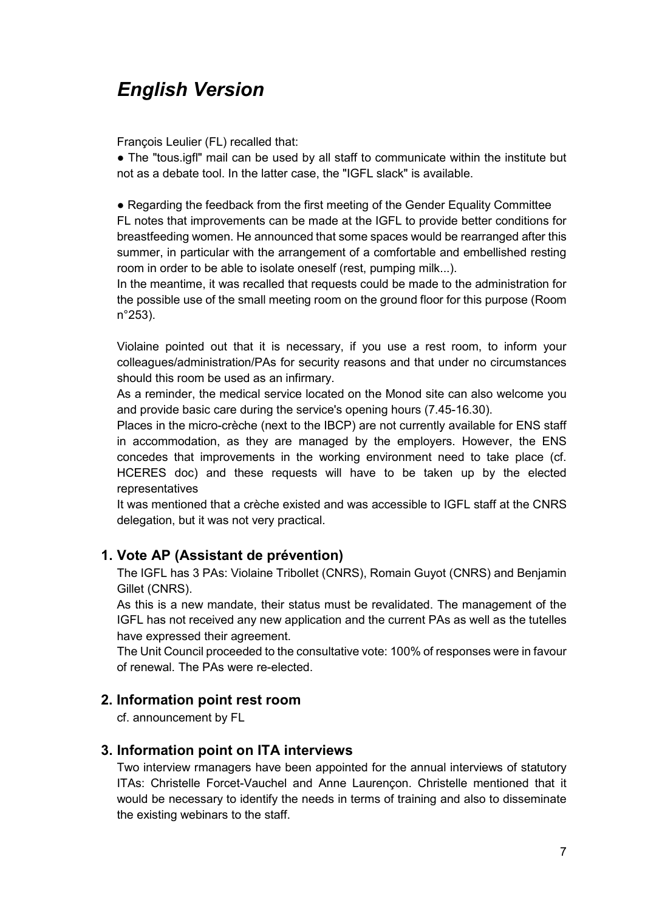# *English Version*

François Leulier (FL) recalled that:

- The "tous.igfl" mail can be used by all staff to communicate within the institute but not as a debate tool. In the latter case, the "IGFL slack" is available.

- Regarding the feedback from the first meeting of the Gender Equality Committee

FL notes that improvements can be made at the IGFL to provide better conditions for breastfeeding women. He announced that some spaces would be rearranged after this summer, in particular with the arrangement of a comfortable and embellished resting room in order to be able to isolate oneself (rest, pumping milk...).

In the meantime, it was recalled that requests could be made to the administration for the possible use of the small meeting room on the ground floor for this purpose (Room n°253).

Violaine pointed out that it is necessary, if you use a rest room, to inform your colleagues/administration/PAs for security reasons and that under no circumstances should this room be used as an infirmary.

As a reminder, the medical service located on the Monod site can also welcome you and provide basic care during the service's opening hours (7.45-16.30).

Places in the micro-crèche (next to the IBCP) are not currently available for ENS staff in accommodation, as they are managed by the employers. However, the ENS concedes that improvements in the working environment need to take place (cf. HCERES doc) and these requests will have to be taken up by the elected representatives

It was mentioned that a crèche existed and was accessible to IGFL staff at the CNRS delegation, but it was not very practical.

## 1. Vote AP (Assistant de prévention)

The IGFL has 3 PAs: Violaine Tribollet (CNRS), Romain Guyot (CNRS) and Benjamin Gillet (CNRS).

As this is a new mandate, their status must be revalidated. The management of the IGFL has not received any new application and the current PAs as well as the tutelles have expressed their agreement.

The Unit Council proceeded to the consultative vote: 100% of responses were in favour of renewal. The PAs were re-elected.

## 2. Information point rest room

cf. announcement by FL

## 3. Information point on ITA interviews

Two interview rmanagers have been appointed for the annual interviews of statutory ITAs: Christelle Forcet-Vauchel and Anne Laurençon. Christelle mentioned that it would be necessary to identify the needs in terms of training and also to disseminate the existing webinars to the staff.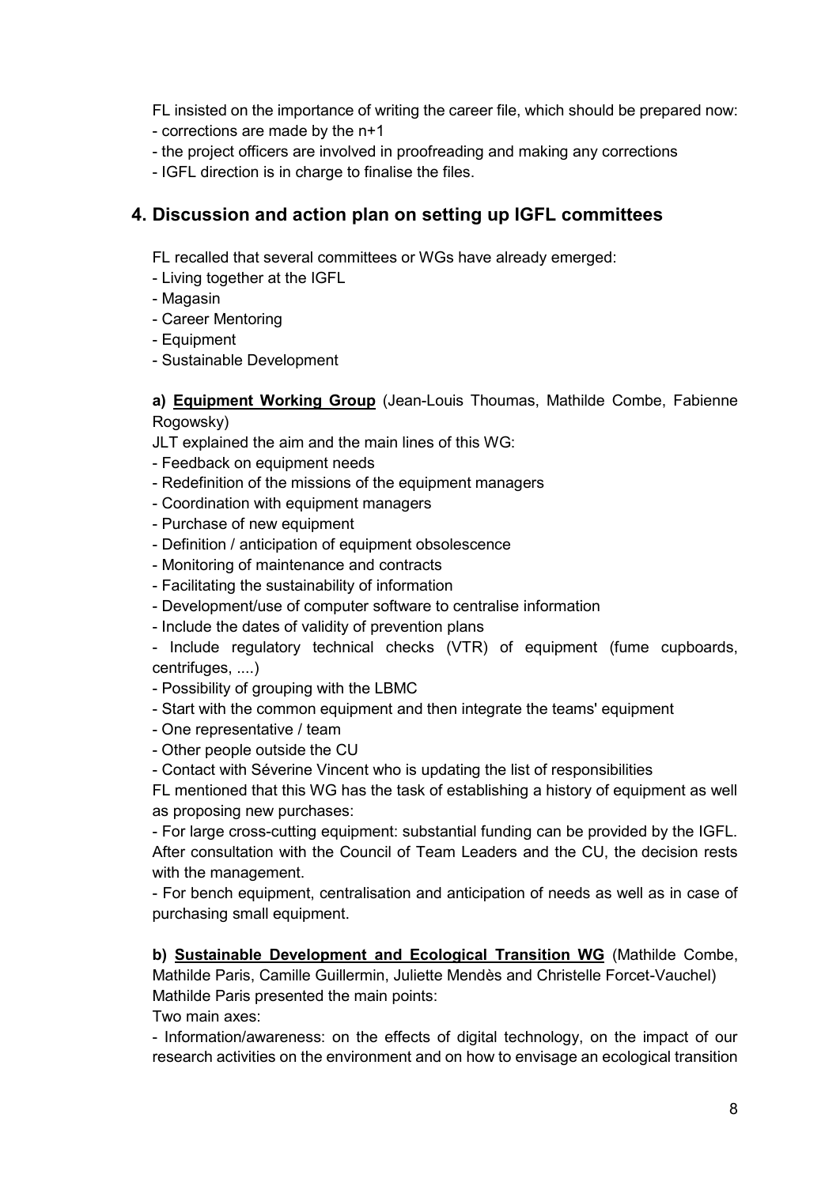FL insisted on the importance of writing the career file, which should be prepared now:
- corrections are made by the n+1
- the project officers are involved in proofreading and making any corrections
- IGFL direction is in charge to finalise the files.

## 4. Discussion and action plan on setting up IGFL committees

FL recalled that several committees or WGs have already emerged:
- Living together at the IGFL
- Magasin
- Career Mentoring
- Equipment
- Sustainable Development

**a) Equipment Working Group** (Jean-Louis Thoumas, Mathilde Combe, Fabienne Rogowsky)

JLT explained the aim and the main lines of this WG:
- Feedback on equipment needs
- Redefinition of the missions of the equipment managers
- Coordination with equipment managers
- Purchase of new equipment
- Definition / anticipation of equipment obsolescence
- Monitoring of maintenance and contracts
- Facilitating the sustainability of information
- Development/use of computer software to centralise information
- Include the dates of validity of prevention plans
- Include regulatory technical checks (VTR) of equipment (fume cupboards, centrifuges, ....)
- Possibility of grouping with the LBMC
- Start with the common equipment and then integrate the teams' equipment
- One representative / team
- Other people outside the CU
- Contact with Séverine Vincent who is updating the list of responsibilities

FL mentioned that this WG has the task of establishing a history of equipment as well as proposing new purchases:
- For large cross-cutting equipment: substantial funding can be provided by the IGFL. After consultation with the Council of Team Leaders and the CU, the decision rests with the management.
- For bench equipment, centralisation and anticipation of needs as well as in case of purchasing small equipment.

**b) Sustainable Development and Ecological Transition WG** (Mathilde Combe, Mathilde Paris, Camille Guillermin, Juliette Mendès and Christelle Forcet-Vauchel)

Mathilde Paris presented the main points:

Two main axes:
- Information/awareness: on the effects of digital technology, on the impact of our research activities on the environment and on how to envisage an ecological transition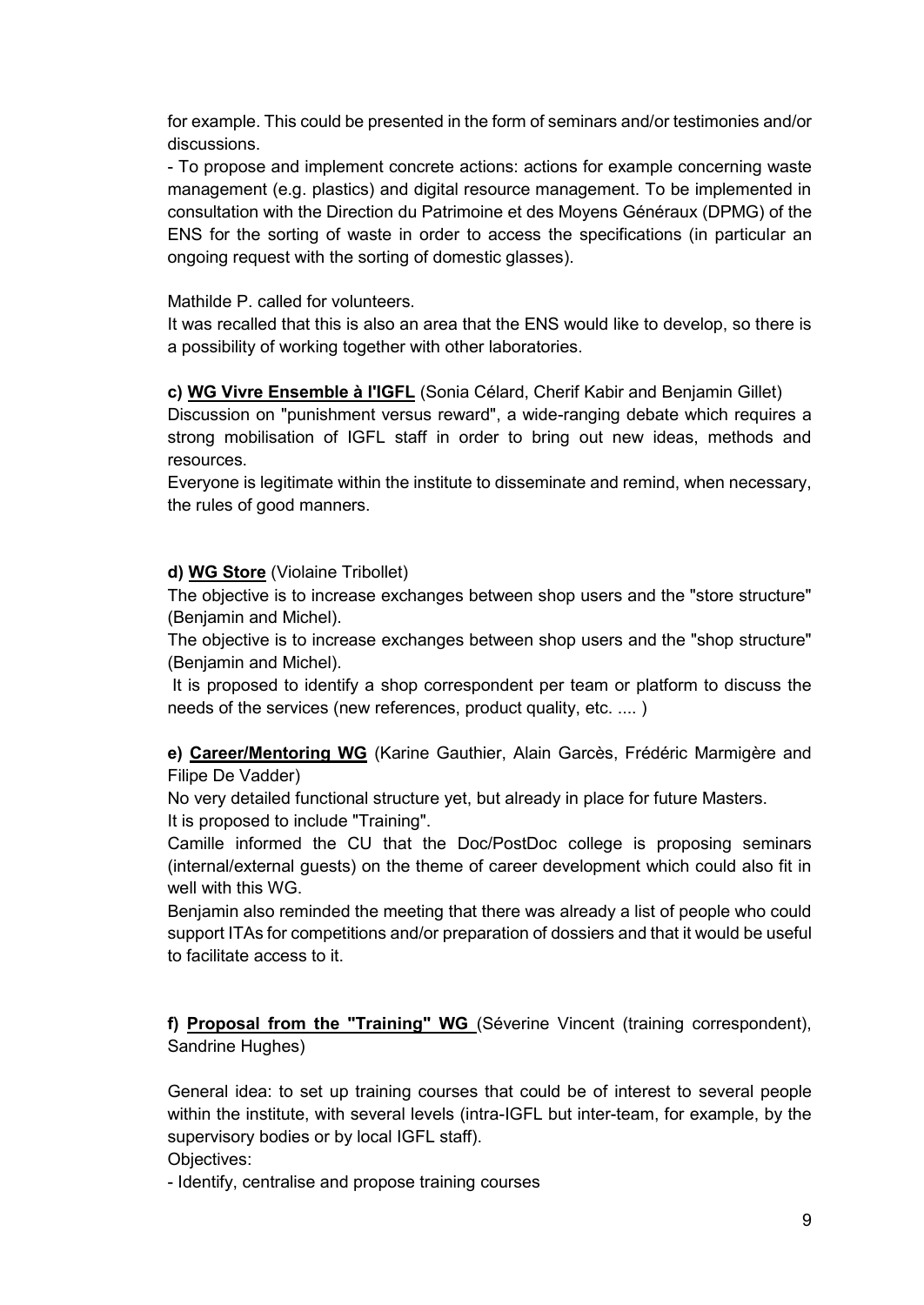for example. This could be presented in the form of seminars and/or testimonies and/or discussions.

- To propose and implement concrete actions: actions for example concerning waste management (e.g. plastics) and digital resource management. To be implemented in consultation with the Direction du Patrimoine et des Moyens Généraux (DPMG) of the ENS for the sorting of waste in order to access the specifications (in particular an ongoing request with the sorting of domestic glasses).

Mathilde P. called for volunteers.

It was recalled that this is also an area that the ENS would like to develop, so there is a possibility of working together with other laboratories.

**c) WG Vivre Ensemble à l'IGFL** (Sonia Célard, Cherif Kabir and Benjamin Gillet)

Discussion on "punishment versus reward", a wide-ranging debate which requires a strong mobilisation of IGFL staff in order to bring out new ideas, methods and resources.

Everyone is legitimate within the institute to disseminate and remind, when necessary, the rules of good manners.

**d) WG Store** (Violaine Tribollet)

The objective is to increase exchanges between shop users and the "store structure" (Benjamin and Michel).

The objective is to increase exchanges between shop users and the "shop structure" (Benjamin and Michel).

It is proposed to identify a shop correspondent per team or platform to discuss the needs of the services (new references, product quality, etc. .... )

**e) Career/Mentoring WG** (Karine Gauthier, Alain Garcès, Frédéric Marmigère and Filipe De Vadder)

No very detailed functional structure yet, but already in place for future Masters.

It is proposed to include "Training".

Camille informed the CU that the Doc/PostDoc college is proposing seminars (internal/external guests) on the theme of career development which could also fit in well with this WG.

Benjamin also reminded the meeting that there was already a list of people who could support ITAs for competitions and/or preparation of dossiers and that it would be useful to facilitate access to it.

**f) Proposal from the "Training" WG** (Séverine Vincent (training correspondent), Sandrine Hughes)

General idea: to set up training courses that could be of interest to several people within the institute, with several levels (intra-IGFL but inter-team, for example, by the supervisory bodies or by local IGFL staff).

Objectives:

- Identify, centralise and propose training courses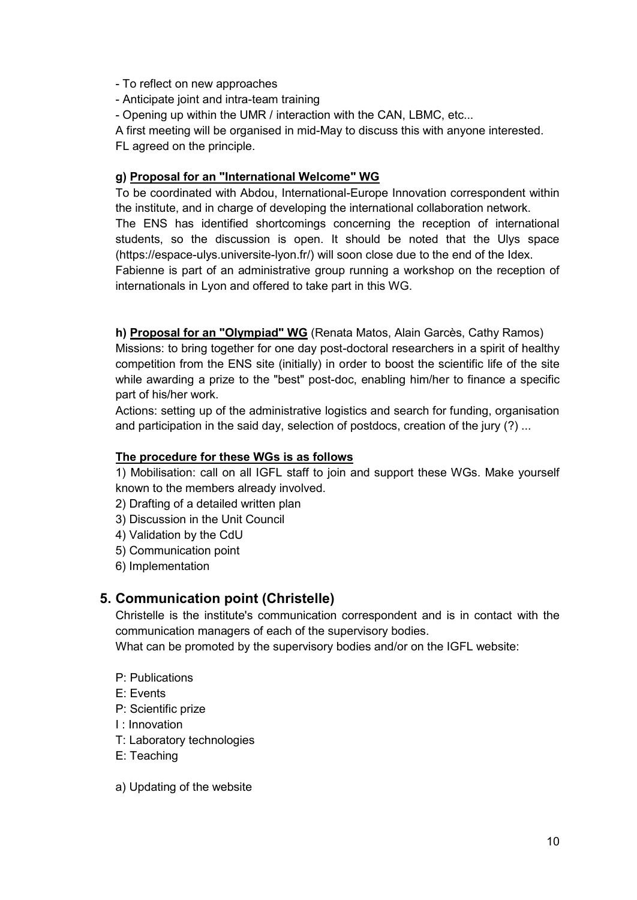- To reflect on new approaches
- Anticipate joint and intra-team training
- Opening up within the UMR / interaction with the CAN, LBMC, etc...

A first meeting will be organised in mid-May to discuss this with anyone interested.
FL agreed on the principle.

**g) <u>Proposal for an "International Welcome" WG</u>**

To be coordinated with Abdou, International-Europe Innovation correspondent within the institute, and in charge of developing the international collaboration network.
The ENS has identified shortcomings concerning the reception of international students, so the discussion is open. It should be noted that the Ulys space (https://espace-ulys.universite-lyon.fr/) will soon close due to the end of the Idex.
Fabienne is part of an administrative group running a workshop on the reception of internationals in Lyon and offered to take part in this WG.

**h) <u>Proposal for an "Olympiad" WG</u>** (Renata Matos, Alain Garcès, Cathy Ramos)
Missions: to bring together for one day post-doctoral researchers in a spirit of healthy competition from the ENS site (initially) in order to boost the scientific life of the site while awarding a prize to the "best" post-doc, enabling him/her to finance a specific part of his/her work.
Actions: setting up of the administrative logistics and search for funding, organisation and participation in the said day, selection of postdocs, creation of the jury (?) ...

**<u>The procedure for these WGs is as follows</u>**

1) Mobilisation: call on all IGFL staff to join and support these WGs. Make yourself known to the members already involved.
2) Drafting of a detailed written plan
3) Discussion in the Unit Council
4) Validation by the CdU
5) Communication point
6) Implementation

## 5. Communication point (Christelle)

Christelle is the institute's communication correspondent and is in contact with the communication managers of each of the supervisory bodies.
What can be promoted by the supervisory bodies and/or on the IGFL website:

P: Publications
E: Events
P: Scientific prize
I : Innovation
T: Laboratory technologies
E: Teaching

a) Updating of the website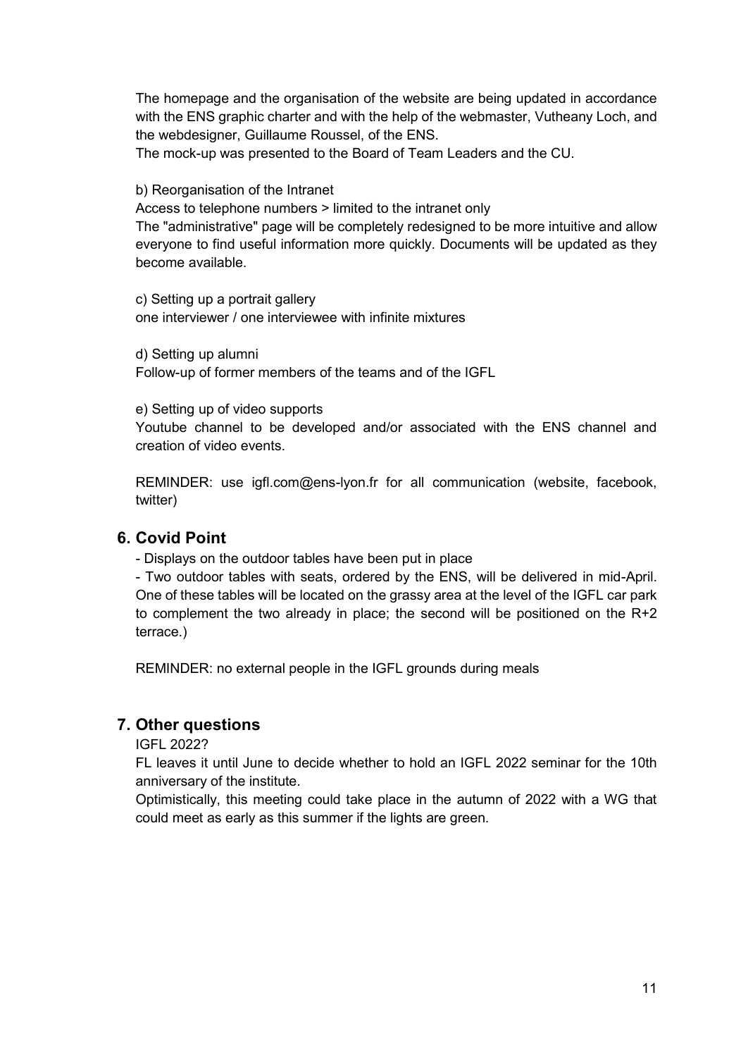The homepage and the organisation of the website are being updated in accordance with the ENS graphic charter and with the help of the webmaster, Vutheany Loch, and the webdesigner, Guillaume Roussel, of the ENS.

The mock-up was presented to the Board of Team Leaders and the CU.

b) Reorganisation of the Intranet

Access to telephone numbers > limited to the intranet only

The "administrative" page will be completely redesigned to be more intuitive and allow everyone to find useful information more quickly. Documents will be updated as they become available.

c) Setting up a portrait gallery

one interviewer / one interviewee with infinite mixtures

d) Setting up alumni

Follow-up of former members of the teams and of the IGFL

e) Setting up of video supports

Youtube channel to be developed and/or associated with the ENS channel and creation of video events.

REMINDER: use igfl.com@ens-lyon.fr for all communication (website, facebook, twitter)

## 6. Covid Point

- Displays on the outdoor tables have been put in place
- Two outdoor tables with seats, ordered by the ENS, will be delivered in mid-April. One of these tables will be located on the grassy area at the level of the IGFL car park to complement the two already in place; the second will be positioned on the R+2 terrace.)

REMINDER: no external people in the IGFL grounds during meals

## 7. Other questions

IGFL 2022?

FL leaves it until June to decide whether to hold an IGFL 2022 seminar for the 10th anniversary of the institute.

Optimistically, this meeting could take place in the autumn of 2022 with a WG that could meet as early as this summer if the lights are green.